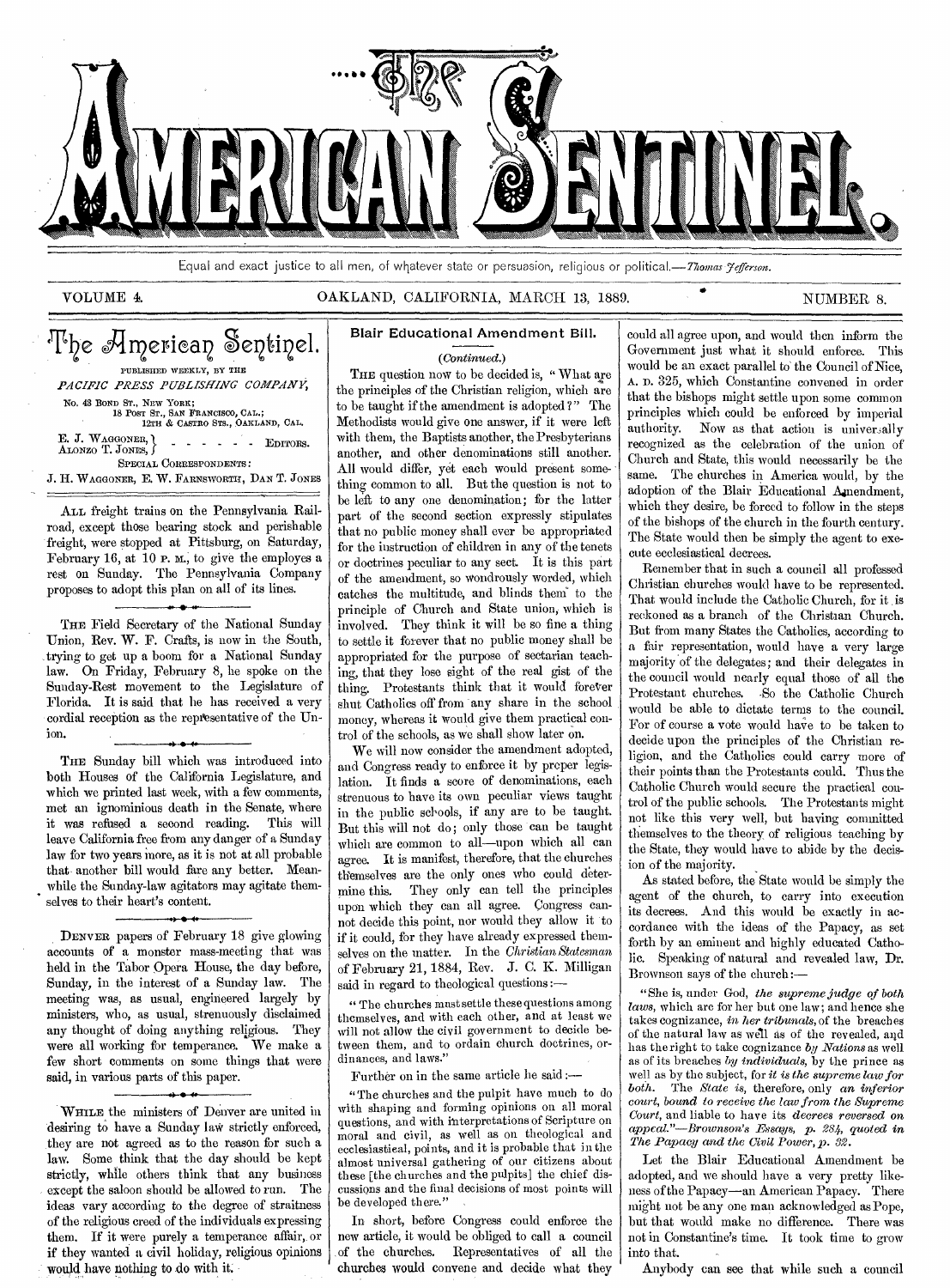# The American Sentinel

Equal and exact justice to all men, of whatever state or persuasion, religious or political.—*Thomas Jefferson.*

VOLUME 4. OAKLAND, CALIFORNIA, MARCH 13, 1889. NUMBER 8.

## The American Sentinel.

PUBLISHED WEEKLY, BY THE

*PACIFIC PRESS PUBLISHING COMPANY,*

No. 43 BOND ST., NEW YORK;
18 POST ST., SAN FRANCISCO, CAL.;
12TH & CASTRO STS., OAKLAND, CAL.

E. J. WAGGONER, ALONZO T. JONES, - - - - - - EDITORS.

SPECIAL CORRESPONDENTS:
J. H. WAGGONER, E. W. FARNSWORTH, DAN T. JONES

ALL freight trains on the Pennsylvania Railroad, except those bearing stock and perishable freight, were stopped at Pittsburg, on Saturday, February 16, at 10 P. M., to give the employes a rest on Sunday. The Pennsylvania Company proposes to adopt this plan on all of its lines.

THE Field Secretary of the National Sunday Union, Rev. W. F. Crafts, is now in the South, trying to get up a boom for a National Sunday law. On Friday, February 8, he spoke on the Sunday-Rest movement to the Legislature of Florida. It is said that he has received a very cordial reception as the representative of the Union.

THE Sunday bill which was introduced into both Houses of the California Legislature, and which we printed last week, with a few comments, met an ignominious death in the Senate, where it was refused a second reading. This will leave California free from any danger of a Sunday law for two years more, as it is not at all probable that another bill would fare any better. Meanwhile the Sunday-law agitators may agitate themselves to their heart's content.

DENVER papers of February 18 give glowing accounts of a monster mass-meeting that was held in the Tabor Opera House, the day before, Sunday, in the interest of a Sunday law. The meeting was, as usual, engineered largely by ministers, who, as usual, strenuously disclaimed any thought of doing anything religious. They were all working for temperance. We make a few short comments on some things that were said, in various parts of this paper.

WHILE the ministers of Denver are united in desiring to have a Sunday law strictly enforced, they are not agreed as to the reason for such a law. Some think that the day should be kept strictly, while others think that any business except the saloon should be allowed to run. The ideas vary according to the degree of straitness of the religious creed of the individuals expressing them. If it were purely a temperance affair, or if they wanted a civil holiday, religious opinions would have nothing to do with it.

## Blair Educational Amendment Bill.

*(Continued.)*

THE question now to be decided is, "What are the principles of the Christian religion, which are to be taught if the amendment is adopted?" The Methodists would give one answer, if it were left with them, the Baptists another, the Presbyterians another, and other denominations still another. All would differ, yet each would present something common to all. But the question is not to be left to any one denomination; for the latter part of the second section expressly stipulates that no public money shall ever be appropriated for the instruction of children in any of the tenets or doctrines peculiar to any sect. It is this part of the amendment, so wondrously worded, which catches the multitude, and blinds them to the principle of Church and State union, which is involved. They think it will be so fine a thing to settle it forever that no public money shall be appropriated for the purpose of sectarian teaching, that they lose sight of the real gist of the thing. Protestants think that it would forever shut Catholics off from any share in the school money, whereas it would give them practical control of the schools, as we shall show later on.

We will now consider the amendment adopted, and Congress ready to enforce it by proper legislation. It finds a score of denominations, each strenuous to have its own peculiar views taught in the public schools, if any are to be taught. But this will not do; only those can be taught which are common to all—upon which all can agree. It is manifest, therefore, that the churches themselves are the only ones who could determine this. They only can tell the principles upon which they can all agree. Congress cannot decide this point, nor would they allow it to if it could, for they have already expressed themselves on the matter. In the *Christian Statesman* of February 21, 1884, Rev. J. C. K. Milligan said in regard to theological questions:—

"The churches must settle these questions among themselves, and with each other, and at least we will not allow the civil government to decide between them, and to ordain church doctrines, ordinances, and laws."

Further on in the same article he said:—

"The churches and the pulpit have much to do with shaping and forming opinions on all moral questions, and with interpretations of Scripture on moral and civil, as well as on theological and ecclesiastical, points, and it is probable that in the almost universal gathering of our citizens about these [the churches and the pulpits] the chief discussions and the final decisions of most points will be developed there."

In short, before Congress could enforce the new article, it would be obliged to call a council of the churches. Representatives of all the churches would convene and decide what they could all agree upon, and would then inform the Government just what it should enforce. This would be an exact parallel to the Council of Nice, A. D. 325, which Constantine convened in order that the bishops might settle upon some common principles which could be enforced by imperial authority. Now as that action is universally recognized as the celebration of the union of Church and State, this would necessarily be the same. The churches in America would, by the adoption of the Blair Educational Amendment, which they desire, be forced to follow in the steps of the bishops of the church in the fourth century. The State would then be simply the agent to execute ecclesiastical decrees.

Remember that in such a council all professed Christian churches would have to be represented. That would include the Catholic Church, for it is reckoned as a branch of the Christian Church. But from many States the Catholics, according to a fair representation, would have a very large majority of the delegates; and their delegates in the council would nearly equal those of all the Protestant churches. So the Catholic Church would be able to dictate terms to the council. For of course a vote would have to be taken to decide upon the principles of the Christian religion, and the Catholics could carry more of their points than the Protestants could. Thus the Catholic Church would secure the practical control of the public schools. The Protestants might not like this very well, but having committed themselves to the theory of religious teaching by the State, they would have to abide by the decision of the majority.

As stated before, the State would be simply the agent of the church, to carry into execution its decrees. And this would be exactly in accordance with the ideas of the Papacy, as set forth by an eminent and highly educated Catholic. Speaking of natural and revealed law, Dr. Brownson says of the church:—

"She is, under God, *the supreme judge of both laws*, which are for her but one law; and hence she takes cognizance, *in her tribunals*, of the breaches of the natural law as well as of the revealed, and has the right to take cognizance *by Nations* as well as of its breaches *by individuals*, by the prince as well as by the subject, for *it is the supreme law for both*. The *State is*, therefore, only *an inferior court, bound to receive the law from the Supreme Court*, and liable to have its *decrees reversed on appeal*."—*Brownson's Essays, p. 284, quoted in The Papacy and the Civil Power, p. 32.*

Let the Blair Educational Amendment be adopted, and we should have a very pretty likeness of the Papacy—an American Papacy. There might not be any one man acknowledged as Pope, but that would make no difference. There was not in Constantine's time. It took time to grow into that.

Anybody can see that while such a council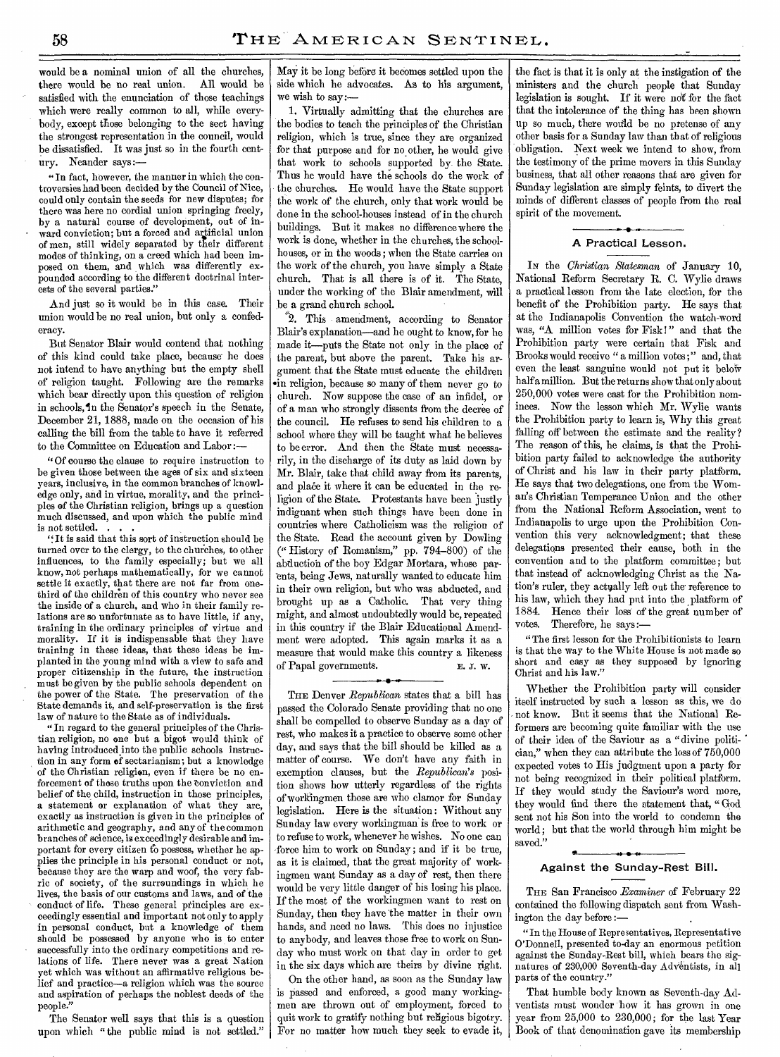would be a nominal union of all the churches, there would be no real union. All would be satisfied with the enunciation of those teachings which were really common to all, while everybody, except those belonging to the sect having the strongest representation in the council, would be dissatisfied. It was just so in the fourth century. Neander says:—

"In fact, however, the manner in which the controversies had been decided by the Council of Nice, could only contain the seeds for new disputes; for there was here no cordial union springing freely, by a natural course of development, out of inward conviction; but a forced and artificial union of men, still widely separated by their different modes of thinking, on a creed which had been imposed on them, and which was differently expounded according to the different doctrinal interests of the several parties."

And just so it would be in this case. Their union would be no real union, but only a confederacy.

But Senator Blair would contend that nothing of this kind could take place, because he does not intend to have anything but the empty shell of religion taught. Following are the remarks which bear directly upon this question of religion in schools, in the Senator's speech in the Senate, December 21, 1888, made on the occasion of his calling the bill from the table to have it referred to the Committee on Education and Labor:—

"Of course the clause to require instruction to be given those between the ages of six and sixteen years, inclusive, in the common branches of knowledge only, and in virtue, morality, and the principles of the Christian religion, brings up a question much discussed, and upon which the public mind is not settled. . . .

"It is said that this sort of instruction should be turned over to the clergy, to the churches, to other influences, to the family especially; but we all know, not perhaps mathematically, for we cannot settle it exactly, that there are not far from one-third of the children of this country who never see the inside of a church, and who in their family relations are so unfortunate as to have little, if any, training in the ordinary principles of virtue and morality. If it is indispensable that they have training in these ideas, that these ideas be implanted in the young mind with a view to safe and proper citizenship in the future, the instruction must be given by the public schools dependent on the power of the State. The preservation of the State demands it, and self-preservation is the first law of nature to the State as of individuals.

"In regard to the general principles of the Christian religion, no one but a bigot would think of having introduced into the public schools instruction in any form of sectarianism; but a knowledge of the Christian religion, even if there be no enforcement of those truths upon the conviction and belief of the child, instruction in those principles, a statement or explanation of what they are, exactly as instruction is given in the principles of arithmetic and geography, and any of the common branches of science, is exceedingly desirable and important for every citizen to possess, whether he applies the principle in his personal conduct or not, because they are the warp and woof, the very fabric of society, of the surroundings in which he lives, the basis of our customs and laws, and of the conduct of life. These general principles are exceedingly essential and important not only to apply in personal conduct, but a knowledge of them should be possessed by anyone who is to enter successfully into the ordinary competitions and relations of life. There never was a great Nation yet which was without an affirmative religious belief and practice—a religion which was the source and aspiration of perhaps the noblest deeds of the people."

The Senator well says that this is a question upon which "the public mind is not settled." May it be long before it becomes settled upon the side which he advocates. As to his argument, we wish to say:—

1. Virtually admitting that the churches are the bodies to teach the principles of the Christian religion, which is true, since they are organized for that purpose and for no other, he would give that work to schools supported by the State. Thus he would have the schools do the work of the churches. He would have the State support the work of the church, only that work would be done in the school-houses instead of in the church buildings. But it makes no difference where the work is done, whether in the churches, the school-houses, or in the woods; when the State carries on the work of the church, you have simply a State church. That is all there is of it. The State, under the working of the Blair amendment, will be a grand church school.

2. This amendment, according to Senator Blair's explanation—and he ought to know, for he made it—puts the State not only in the place of the parent, but above the parent. Take his argument that the State must educate the children in religion, because so many of them never go to church. Now suppose the case of an infidel, or of a man who strongly dissents from the decree of the council. He refuses to send his children to a school where they will be taught what he believes to be error. And then the State must necessarily, in the discharge of its duty as laid down by Mr. Blair, take that child away from its parents, and place it where it can be educated in the religion of the State. Protestants have been justly indignant when such things have been done in countries where Catholicism was the religion of the State. Read the account given by Dowling ("History of Romanism," pp. 794–800) of the abduction of the boy Edgar Mortara, whose parents, being Jews, naturally wanted to educate him in their own religion, but who was abducted, and brought up as a Catholic. That very thing might, and almost undoubtedly would be, repeated in this country if the Blair Educational Amendment were adopted. This again marks it as a measure that would make this country a likeness of Papal governments. E. J. W.

---

The Denver *Republican* states that a bill has passed the Colorado Senate providing that no one shall be compelled to observe Sunday as a day of rest, who makes it a practice to observe some other day, and says that the bill should be killed as a matter of course. We don't have any faith in exemption clauses, but the *Republican's* position shows how utterly regardless of the rights of workingmen those are who clamor for Sunday legislation. Here is the situation: Without any Sunday law every workingman is free to work or to refuse to work, whenever he wishes. No one can force him to work on Sunday; and if it be true, as it is claimed, that the great majority of workingmen want Sunday as a day of rest, then there would be very little danger of his losing his place. If the most of the workingmen want to rest on Sunday, then they have the matter in their own hands, and need no laws. This does no injustice to anybody, and leaves those free to work on Sunday who must work on that day in order to get in the six days which are theirs by divine right.

On the other hand, as soon as the Sunday law is passed and enforced, a good many workingmen are thrown out of employment, forced to quit work to gratify nothing but religious bigotry. For no matter how much they seek to evade it, the fact is that it is only at the instigation of the ministers and the church people that Sunday legislation is sought. If it were not for the fact that the intolerance of the thing has been shown up so much, there would be no pretense of any other basis for a Sunday law than that of religious obligation. Next week we intend to show, from the testimony of the prime movers in this Sunday business, that all other reasons that are given for Sunday legislation are simply feints, to divert the minds of different classes of people from the real spirit of the movement.

## A Practical Lesson.

In the *Christian Statesman* of January 10, National Reform Secretary R. C. Wylie draws a practical lesson from the late election, for the benefit of the Prohibition party. He says that at the Indianapolis Convention the watch-word was, "A million votes for Fisk!" and that the Prohibition party were certain that Fisk and Brooks would receive "a million votes;" and, that even the least sanguine would not put it below half a million. But the returns show that only about 250,000 votes were cast for the Prohibition nominees. Now the lesson which Mr. Wylie wants the Prohibition party to learn is, Why this great falling off between the estimate and the reality? The reason of this, he claims, is that the Prohibition party failed to acknowledge the authority of Christ and his law in their party platform. He says that two delegations, one from the Woman's Christian Temperance Union and the other from the National Reform Association, went to Indianapolis to urge upon the Prohibition Convention this very acknowledgment; that these delegations presented their cause, both in the convention and to the platform committee; but that instead of acknowledging Christ as the Nation's ruler, they actually left out the reference to his law, which they had put into the platform of 1884. Hence their loss of the great number of votes. Therefore, he says:—

"The first lesson for the Prohibitionists to learn is that the way to the White House is not made so short and easy as they supposed by ignoring Christ and his law."

Whether the Prohibition party will consider itself instructed by such a lesson as this, we do not know. But it seems that the National Reformers are becoming quite familiar with the use of their idea of the Saviour as a "divine politician," when they can attribute the loss of 750,000 expected votes to His judgment upon a party for not being recognized in their political platform. If they would study the Saviour's word more, they would find there the statement that, "God sent not his Son into the world to condemn the world; but that the world through him might be saved."

## Against the Sunday-Rest Bill.

The San Francisco *Examiner* of February 22 contained the following dispatch sent from Washington the day before:—

"In the House of Representatives, Representative O'Donnell, presented to-day an enormous petition against the Sunday-Rest bill, which bears the signatures of 230,000 Seventh-day Adventists, in all parts of the country."

That humble body known as Seventh-day Adventists must wonder how it has grown in one year from 25,000 to 230,000; for the last Year Book of that denomination gave its membership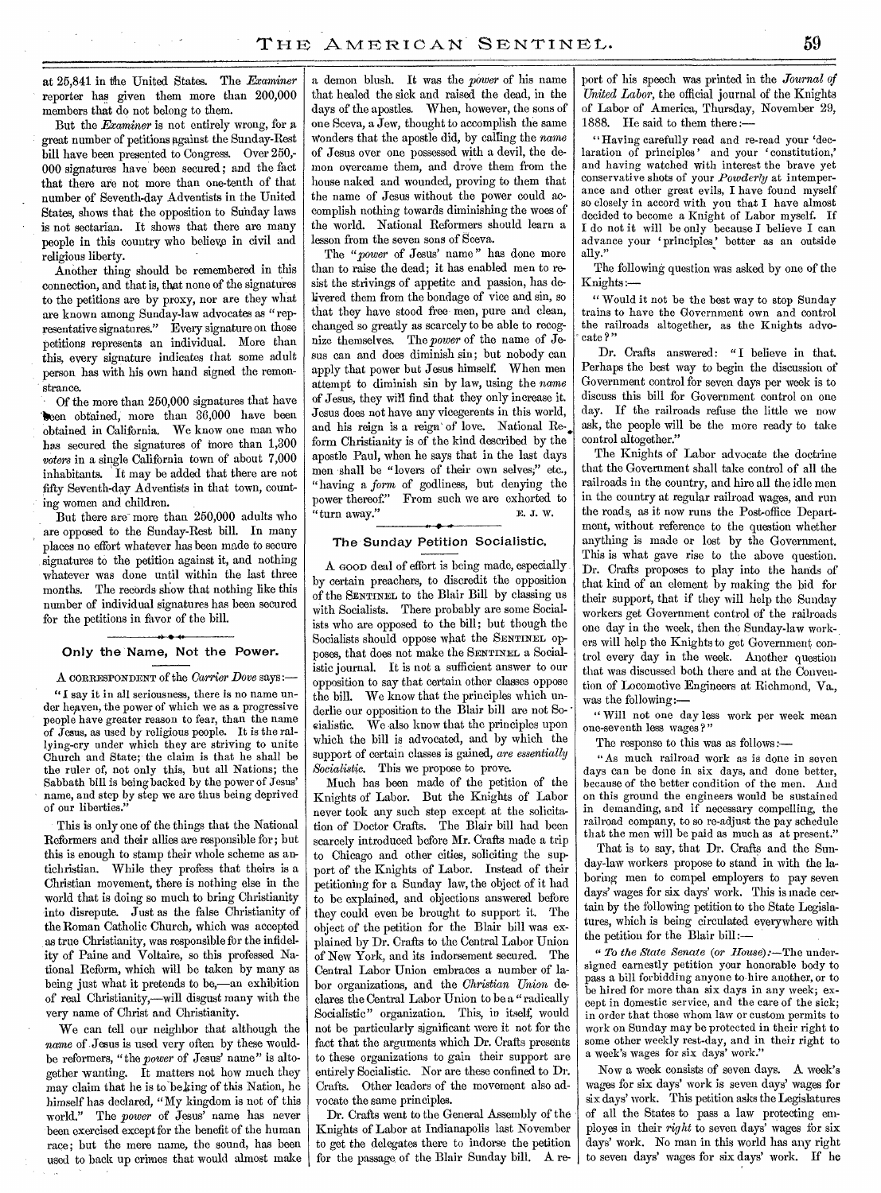at 25,841 in the United States. The *Examiner* reporter has given them more than 200,000 members that do not belong to them.

But the *Examiner* is not entirely wrong, for a great number of petitions against the Sunday-Rest bill have been presented to Congress. Over 250,000 signatures have been secured; and the fact that there are not more than one-tenth of that number of Seventh-day Adventists in the United States, shows that the opposition to Sunday laws is not sectarian. It shows that there are many people in this country who believe in civil and religious liberty.

Another thing should be remembered in this connection, and that is, that none of the signatures to the petitions are by proxy, nor are they what are known among Sunday-law advocates as "representative signatures." Every signature on those petitions represents an individual. More than this, every signature indicates that some adult person has with his own hand signed the remonstrance.

Of the more than 250,000 signatures that have been obtained, more than 36,000 have been obtained in California. We know one man who has secured the signatures of more than 1,300 *voters* in a single California town of about 7,000 inhabitants. It may be added that there are not fifty Seventh-day Adventists in that town, counting women and children.

But there are more than 250,000 adults who are opposed to the Sunday-Rest bill. In many places no effort whatever has been made to secure signatures to the petition against it, and nothing whatever was done until within the last three months. The records show that nothing like this number of individual signatures has been secured for the petitions in favor of the bill.

## Only the Name, Not the Power.

A CORRESPONDENT of the *Carrier Dove* says:—

"I say it in all seriousness, there is no name under heaven, the power of which we as a progressive people have greater reason to fear, than the name of Jesus, as used by religious people. It is the rallying-cry under which they are striving to unite Church and State; the claim is that he shall be the ruler of, not only this, but all Nations; the Sabbath bill is being backed by the power of Jesus' name, and step by step we are thus being deprived of our liberties."

This is only one of the things that the National Reformers and their allies are responsible for; but this is enough to stamp their whole scheme as antichristian. While they profess that theirs is a Christian movement, there is nothing else in the world that is doing so much to bring Christianity into disrepute. Just as the false Christianity of the Roman Catholic Church, which was accepted as true Christianity, was responsible for the infidelity of Paine and Voltaire, so this professed National Reform, which will be taken by many as being just what it pretends to be,—an exhibition of real Christianity,—will disgust many with the very name of Christ and Christianity.

We can tell our neighbor that although the *name* of Jesus is used very often by these would-be reformers, "the *power* of Jesus' name" is altogether wanting. It matters not how much they may claim that he is to be king of this Nation, he himself has declared, "My kingdom is not of this world." The *power* of Jesus' name has never been exercised except for the benefit of the human race; but the mere name, the sound, has been used to back up crimes that would almost make a demon blush. It was the *power* of his name that healed the sick and raised the dead, in the days of the apostles. When, however, the sons of one Sceva, a Jew, thought to accomplish the same wonders that the apostle did, by calling the *name* of Jesus over one possessed with a devil, the demon overcame them, and drove them from the house naked and wounded, proving to them that the name of Jesus without the power could accomplish nothing towards diminishing the woes of the world. National Reformers should learn a lesson from the seven sons of Sceva.

The "*power* of Jesus' name" has done more than to raise the dead; it has enabled men to resist the strivings of appetite and passion, has delivered them from the bondage of vice and sin, so that they have stood free men, pure and clean, changed so greatly as scarcely to be able to recognize themselves. The *power* of the name of Jesus can and does diminish sin; but nobody can apply that power but Jesus himself. When men attempt to diminish sin by law, using the *name* of Jesus, they will find that they only increase it. Jesus does not have any vicegerents in this world, and his reign is a reign of love. National Reform Christianity is of the kind described by the apostle Paul, when he says that in the last days men shall be "lovers of their own selves;" etc., "having a *form* of godliness, but denying the power thereof." From such we are exhorted to "turn away."

E. J. W.

## The Sunday Petition Socialistic.

A GOOD deal of effort is being made, especially by certain preachers, to discredit the opposition of the SENTINEL to the Blair Bill by classing us with Socialists. There probably are some Socialists who are opposed to the bill; but though the Socialists should oppose what the SENTINEL opposes, that does not make the SENTINEL a Socialistic journal. It is not a sufficient answer to our opposition to say that certain other classes oppose the bill. We know that the principles which underlie our opposition to the Blair bill are not Socialistic. We also know that the principles upon which the bill is advocated, and by which the support of certain classes is gained, *are essentially Socialistic*. This we propose to prove.

Much has been made of the petition of the Knights of Labor. But the Knights of Labor never took any such step except at the solicitation of Doctor Crafts. The Blair bill had been scarcely introduced before Mr. Crafts made a trip to Chicago and other cities, soliciting the support of the Knights of Labor. Instead of their petitioning for a Sunday law, the object of it had to be explained, and objections answered before they could even be brought to support it. The object of the petition for the Blair bill was explained by Dr. Crafts to the Central Labor Union of New York, and its indorsement secured. The Central Labor Union embraces a number of labor organizations, and the *Christian Union* declares the Central Labor Union to be a "radically Socialistic" organization. This, in itself, would not be particularly significant were it not for the fact that the arguments which Dr. Crafts presents to these organizations to gain their support are entirely Socialistic. Nor are these confined to Dr. Crafts. Other leaders of the movement also advocate the same principles.

Dr. Crafts went to the General Assembly of the Knights of Labor at Indianapolis last November to get the delegates there to indorse the petition for the passage of the Blair Sunday bill. A report of his speech was printed in the *Journal of United Labor*, the official journal of the Knights of Labor of America, Thursday, November 29, 1888. He said to them there:—

"Having carefully read and re-read your 'declaration of principles' and your 'constitution,' and having watched with interest the brave yet conservative shots of your *Powderly* at intemperance and other great evils, I have found myself so closely in accord with you that I have almost decided to become a Knight of Labor myself. If I do not it will be only because I believe I can advance your 'principles' better as an outside ally."

The following question was asked by one of the Knights:—

"Would it not be the best way to stop Sunday trains to have the Government own and control the railroads altogether, as the Knights advocate?"

Dr. Crafts answered: "I believe in that. Perhaps the best way to begin the discussion of Government control for seven days per week is to discuss this bill for Government control on one day. If the railroads refuse the little we now ask, the people will be the more ready to take control altogether."

The Knights of Labor advocate the doctrine that the Government shall take control of all the railroads in the country, and hire all the idle men in the country at regular railroad wages, and run the roads, as it now runs the Post-office Department, without reference to the question whether anything is made or lost by the Government. This is what gave rise to the above question. Dr. Crafts proposes to play into the hands of that kind of an element by making the bid for their support, that if they will help the Sunday workers get Government control of the railroads one day in the week, then the Sunday-law workers will help the Knights to get Government control every day in the week. Another question that was discussed both there and at the Convention of Locomotive Engineers at Richmond, Va., was the following:—

"Will not one day less work per week mean one-seventh less wages?"

The response to this was as follows:—

"As much railroad work as is done in seven days can be done in six days, and done better, because of the better condition of the men. And on this ground the engineers would be sustained in demanding, and if necessary compelling, the railroad company, to so re-adjust the pay schedule that the men will be paid as much as at present."

That is to say, that Dr. Crafts and the Sunday-law workers propose to stand in with the laboring men to compel employers to pay seven days' wages for six days' work. This is made certain by the following petition to the State Legislatures, which is being circulated everywhere with the petition for the Blair bill:—

"*To the State Senate (or House)*:—The undersigned earnestly petition your honorable body to pass a bill forbidding anyone to hire another, or to be hired for more than six days in any week; except in domestic service, and the care of the sick; in order that those whom law or custom permits to work on Sunday may be protected in their right to some other weekly rest-day, and in their right to a week's wages for six days' work."

Now a week consists of seven days. A week's wages for six days' work is seven days' wages for six days' work. This petition asks the Legislatures of all the States to pass a law protecting employes in their *right* to seven days' wages for six days' work. No man in this world has any right to seven days' wages for six days' work. If he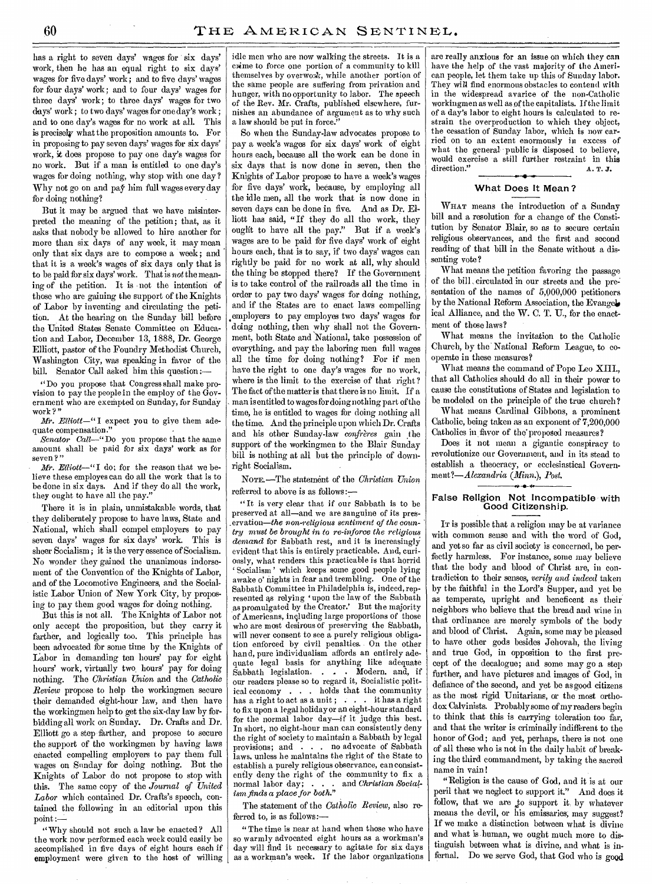has a right to seven days' wages for six days' work, then he has an equal right to six days' wages for five days' work; and to five days' wages for four days' work; and to four days' wages for three days' work; to three days' wages for two days' work; to two days' wages for one day's work; and to one day's wages for no work at all. This is precisely what the proposition amounts to. For in proposing to pay seven days' wages for six days' work, it does propose to pay one day's wages for no work. But if a man is entitled to one day's wages for doing nothing, why stop with one day? Why not go on and pay him full wages every day for doing nothing?

But it may be argued that we have misinterpreted the meaning of the petition; that, as it asks that nobody be allowed to hire another for more than six days of any week, it may mean only that six days are to compose a week; and that it is a week's wages of six days only that is to be paid for six days' work. That is *not* the meaning of the petition. It is not the intention of those who are gaining the support of the Knights of Labor by inventing and circulating the petition. At the hearing on the Sunday bill before the United States Senate Committee on Education and Labor, December 13, 1888, Dr. George Elliott, pastor of the Foundry Methodist Church, Washington City, was speaking in favor of the bill. Senator Call asked him this question:—

"Do you propose that Congress shall make provision to pay the people in the employ of the Government who are exempted on Sunday, for Sunday work?"

*Mr. Elliott*—"I expect you to give them adequate compensation."

*Senator Call*—"Do you propose that the same amount shall be paid for six days' work as for seven?"

*Mr. Elliott*—"I do; for the reason that we believe these employes can do all the work that is to be done in six days. And if they do all the work, they ought to have all the pay."

There it is in plain, unmistakable words, that they deliberately propose to have laws, State and National, which shall compel employers to pay seven days' wages for six days' work. This is sheer Socialism; it is the very essence of Socialism. No wonder they gained the unanimous indorsement of the Convention of the Knights of Labor, and of the Locomotive Engineers, and the Socialistic Labor Union of New York City, by proposing to pay them good wages for doing nothing.

But this is not all. The Knights of Labor not only accept the proposition, but they carry it farther, and logically too. This principle has been advocated for some time by the Knights of Labor in demanding ten hours' pay for eight hours' work, virtually two hours' pay for doing nothing. The *Christian Union* and the *Catholic Review* propose to help the workingmen secure their demanded eight-hour law, and then have the workingmen help to get the six-day law by forbidding all work on Sunday. Dr. Crafts and Dr. Elliott go a step farther, and propose to secure the support of the workingmen by having laws enacted compelling employers to pay them full wages on Sunday for doing nothing. But the Knights of Labor do not propose to stop with this. The same copy of the *Journal of United Labor* which contained Dr. Crafts's speech, contained the following in an editorial upon this point:—

"Why should not such a law be enacted? All the work now performed each week could easily be accomplished in five days of eight hours each if employment were given to the host of willing idle men who are now walking the streets. It is a crime to force one portion of a community to kill themselves by overwork, while another portion of the same people are suffering from privation and hunger, with no opportunity to labor. The speech of the Rev. Mr. Crafts, published elsewhere, furnishes an abundance of argument as to why such a law should be put in force."

So when the Sunday-law advocates propose to pay a week's wages for six days' work of eight hours each, because all the work can be done in six days that is now done in seven, then the Knights of Labor propose to have a week's wages for five days' work, because, by employing all the idle men, all the work that is now done in seven days can be done in five. And as Dr. Elliott has said, "If they do all the work, they ought to have all the pay." But if a week's wages are to be paid for five days' work of eight hours each, that is to say, if two days' wages can rightly be paid for no work at all, why should the thing be stopped there? If the Government is to take control of the railroads all the time in order to pay two days' wages for doing nothing, and if the States are to enact laws compelling employers to pay employes two days' wages for doing nothing, then why shall not the Government, both State and National, take possession of everything, and pay the laboring men full wages all the time for doing nothing? For if men have the right to one day's wages for no work, where is the limit to the exercise of that right? The fact of the matter is that there is no limit. If a man is entitled to wages for doing nothing part of the time, he is entitled to wages for doing nothing all the time. And the principle upon which Dr. Crafts and his other Sunday-law *confrères* gain the support of the workingmen to the Blair Sunday bill is nothing at all but the principle of downright Socialism.

NOTE.—The statement of the *Christian Union* referred to above is as follows:—

"It is very clear that if our Sabbath is to be preserved at all—and we are sanguine of its preservation—*the non-religious sentiment of the country must be brought in to re-inforce the religious demand* for Sabbath rest, and it is increasingly evident that this is entirely practicable. And, curiously, what renders this practicable is that horrid 'Socialism' which keeps some good people lying awake o' nights in fear and trembling. One of the Sabbath Committee in Philadelphia is, indeed, represented as relying 'upon the law of the Sabbath as promulgated by the Creator.' But the majority of Americans, including large proportions of those who are most desirous of preserving the Sabbath, will never consent to see a purely religious obligation enforced by civil penalties. On the other hand, pure individualism affords an entirely adequate legal basis for anything like adequate Sabbath legislation. . . . Modern, and, if our readers please so to regard it, Socialistic political economy . . . holds that the community has a right to act as a unit; . . . it has a right to fix upon a legal holiday or an eight-hour standard for the normal labor day—if it judge this best. In short, no eight-hour man can consistently deny the right of society to maintain a Sabbath by legal provisions; and . . . no advocate of Sabbath laws, unless he maintains the right of the State to establish a purely religious observance, can consistently deny the right of the community to fix a normal labor day; . . . and *Christian Socialism finds a place for both.*"

The statement of the *Catholic Review*, also referred to, is as follows:—

"The time is near at hand when those who have so warmly advocated eight hours as a workman's day will find it necessary to agitate for six days as a workman's week. If the labor organizations are really anxious for an issue on which they can have the help of the vast majority of the American people, let them take up this of Sunday labor. They will find enormous obstacles to contend with in the widespread avarice of the non-Catholic workingmen as well as of the capitalists. If the limit of a day's labor to eight hours is calculated to restrain the overproduction to which they object, the cessation of Sunday labor, which is now carried on to an extent enormously in excess of what the general public is disposed to believe, would exercise a still further restraint in this direction." A. T. J.

## What Does It Mean?

WHAT means the introduction of a Sunday bill and a resolution for a change of the Constitution by Senator Blair, so as to secure certain religious observances, and the first and second reading of that bill in the Senate without a dissenting vote?

What means the petition favoring the passage of the bill, circulated in our streets and the presentation of the names of 5,000,000 petitioners by the National Reform Association, the Evangelical Alliance, and the W. C. T. U., for the enactment of those laws?

What means the invitation to the Catholic Church, by the National Reform League, to co-operate in these measures?

What means the command of Pope Leo XIII., that all Catholics should do all in their power to cause the constitutions of States and legislation to be modeled on the principle of the true church?

What means Cardinal Gibbons, a prominent Catholic, being taken as an exponent of 7,200,000 Catholics in favor of the proposed measures?

Does it not mean a gigantic conspiracy to revolutionize our Government, and in its stead to establish a theocracy, or ecclesiastical Government?—*Alexandria (Minn.), Post.*

## False Religion Not Incompatible with Good Citizenship.

IT is possible that a religion may be at variance with common sense and with the word of God, and yet so far as civil society is concerned, be perfectly harmless. For instance, some may believe that the body and blood of Christ are, in contradiction to their senses, *verily and indeed* taken by the faithful in the Lord's Supper, and yet be as temperate, upright and beneficent as their neighbors who believe that the bread and wine in that ordinance are merely symbols of the body and blood of Christ. Again, some may be pleased to have other gods besides Jehovah, the living and true God, in opposition to the first precept of the decalogue; and some may go a step further, and have pictures and images of God, in defiance of the second, and yet be as good citizens as the most rigid Unitarians, or the most orthodox Calvinists. Probably some of my readers begin to think that this is carrying toleration too far, and that the writer is criminally indifferent to the honor of God; and yet, perhaps, there is not one of all these who is not in the daily habit of breaking the third commandment, by taking the sacred name in vain!

"Religion is the cause of God, and it is at our peril that we neglect to support it." And does it follow, that we are to support it by whatever means the devil, or his emissaries, may suggest? If we make a distinction between what is divine and what is human, we ought much more to distinguish between what is divine, and what is infernal. Do we serve God, that God who is good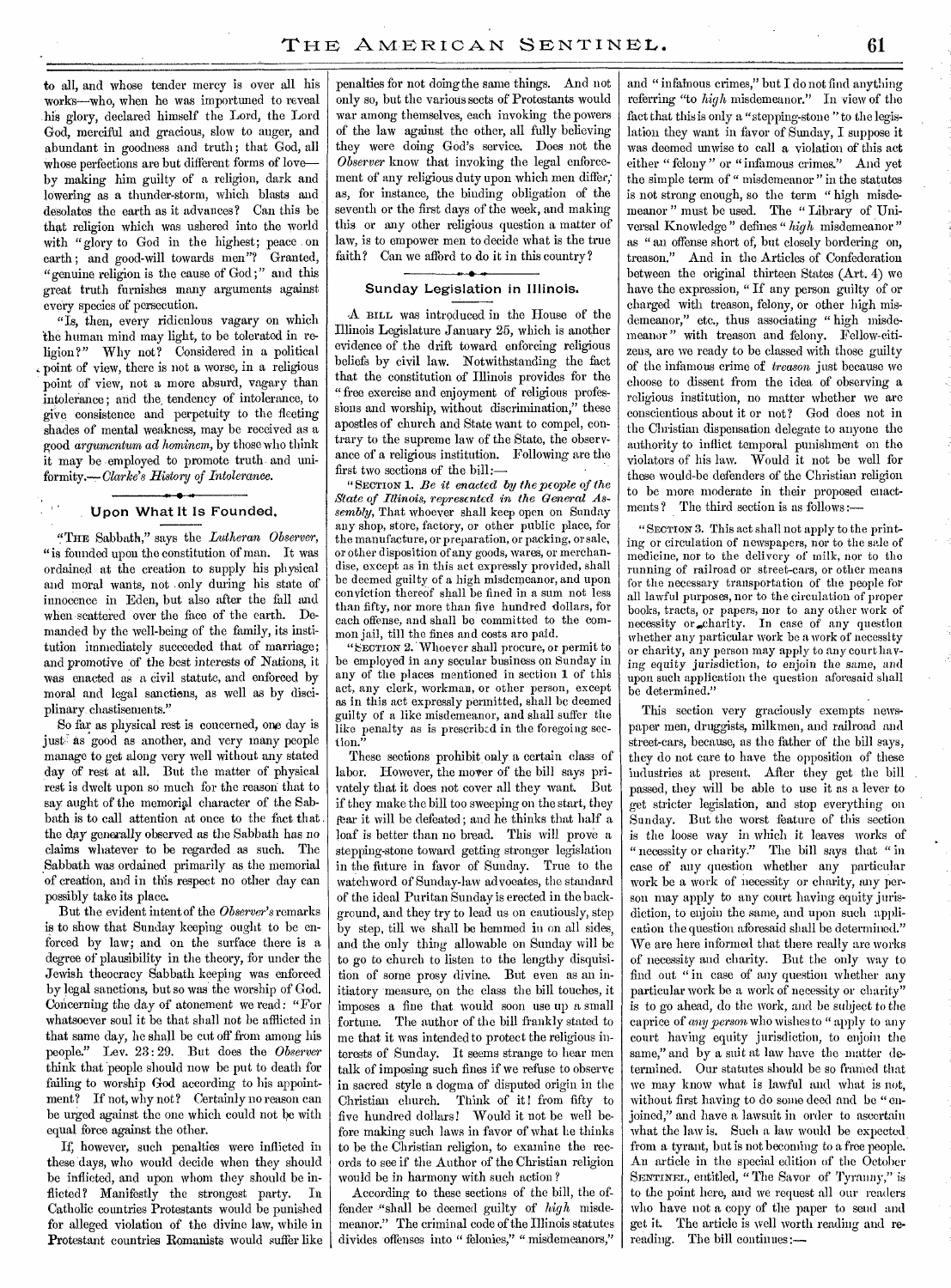to all, and whose tender mercy is over all his works—who, when he was importuned to reveal his glory, declared himself the Lord, the Lord God, merciful and gracious, slow to anger, and abundant in goodness and truth; that God, all whose perfections are but different forms of love—by making him guilty of a religion, dark and lowering as a thunder-storm, which blasts and desolates the earth as it advances? Can this be that religion which was ushered into the world with "glory to God in the highest; peace on earth; and good-will towards men"? Granted, "genuine religion is the cause of God;" and this great truth furnishes many arguments against every species of persecution.

"Is, then, every ridiculous vagary on which the human mind may light, to be tolerated in religion?" Why not? Considered in a political point of view, there is not a worse, in a religious point of view, not a more absurd, vagary than intolerance; and the tendency of intolerance, to give consistence and perpetuity to the fleeting shades of mental weakness, may be received as a good *argumentum ad hominem*, by those who think it may be employed to promote truth and uniformity.—*Clarke's History of Intolerance.*

## Upon What It Is Founded.

"THE Sabbath," says the *Lutheran Observer*, "is founded upon the constitution of man. It was ordained at the creation to supply his physical and moral wants, not only during his state of innocence in Eden, but also after the fall and when scattered over the face of the earth. Demanded by the well-being of the family, its institution immediately succeeded that of marriage; and promotive of the best interests of Nations, it was enacted as a civil statute, and enforced by moral and legal sanctions, as well as by disciplinary chastisements."

So far as physical rest is concerned, one day is just as good as another, and very many people manage to get along very well without any stated day of rest at all. But the matter of physical rest is dwelt upon so much for the reason that to say aught of the memorial character of the Sabbath is to call attention at once to the fact that the day generally observed as the Sabbath has no claims whatever to be regarded as such. The Sabbath was ordained primarily as the memorial of creation, and in this respect no other day can possibly take its place.

But the evident intent of the *Observer's* remarks is to show that Sunday keeping ought to be enforced by law; and on the surface there is a degree of plausibility in the theory, for under the Jewish theocracy Sabbath keeping was enforced by legal sanctions, but so was the worship of God. Concerning the day of atonement we read: "For whatsoever soul it be that shall not be afflicted in that same day, he shall be cut off from among his people." Lev. 23:29. But does the *Observer* think that people should now be put to death for failing to worship God according to his appointment? If not, why not? Certainly no reason can be urged against the one which could not be with equal force against the other.

If, however, such penalties were inflicted in these days, who would decide when they should be inflicted, and upon whom they should be inflicted? Manifestly the strongest party. In Catholic countries Protestants would be punished for alleged violation of the divine law, while in Protestant countries Romanists would suffer like penalties for not doing the same things. And not only so, but the various sects of Protestants would war among themselves, each invoking the powers of the law against the other, all fully believing they were doing God's service. Does not the *Observer* know that invoking the legal enforcement of any religious duty upon which men differ; as, for instance, the binding obligation of the seventh or the first days of the week, and making this or any other religious question a matter of law, is to empower men to decide what is the true faith? Can we afford to do it in this country?

## Sunday Legislation in Illinois.

A BILL was introduced in the House of the Illinois Legislature January 25, which is another evidence of the drift toward enforcing religious beliefs by civil law. Notwithstanding the fact that the constitution of Illinois provides for the "free exercise and enjoyment of religious professions and worship, without discrimination," these apostles of church and State want to compel, contrary to the supreme law of the State, the observance of a religious institution. Following are the first two sections of the bill:—

"SECTION 1. *Be it enacted by the people of the State of Illinois, represented in the General Assembly,* That whoever shall keep open on Sunday any shop, store, factory, or other public place, for the manufacture, or preparation, or packing, or sale, or other disposition of any goods, wares, or merchandise, except as in this act expressly provided, shall be deemed guilty of a high misdemeanor, and upon conviction thereof shall be fined in a sum not less than fifty, nor more than five hundred dollars, for each offense, and shall be committed to the common jail, till the fines and costs are paid.

"SECTION 2. Whoever shall procure, or permit to be employed in any secular business on Sunday in any of the places mentioned in section 1 of this act, any clerk, workman, or other person, except as in this act expressly permitted, shall be deemed guilty of a like misdemeanor, and shall suffer the like penalty as is prescribed in the foregoing section."

These sections prohibit only a certain class of labor. However, the mover of the bill says privately that it does not cover all they want. But if they make the bill too sweeping on the start, they fear it will be defeated; and he thinks that half a loaf is better than no bread. This will prove a stepping-stone toward getting stronger legislation in the future in favor of Sunday. True to the watchword of Sunday-law advocates, the standard of the ideal Puritan Sunday is erected in the background, and they try to lead us on cautiously, step by step, till we shall be hemmed in on all sides, and the only thing allowable on Sunday will be to go to church to listen to the lengthy disquisition of some prosy divine. But even as an initiatory measure, on the class the bill touches, it imposes a fine that would soon use up a small fortune. The author of the bill frankly stated to me that it was intended to protect the religious interests of Sunday. It seems strange to hear men talk of imposing such fines if we refuse to observe in sacred style a dogma of disputed origin in the Christian church. Think of it! from fifty to five hundred dollars! Would it not be well before making such laws in favor of what he thinks to be the Christian religion, to examine the records to see if the Author of the Christian religion would be in harmony with such action?

According to these sections of the bill, the offender "shall be deemed guilty of *high* misdemeanor." The criminal code of the Illinois statutes divides offenses into "felonies," "misdemeanors," and "infamous crimes," but I do not find anything referring "to *high* misdemeanor." In view of the fact that this is only a "stepping-stone" to the legislation they want in favor of Sunday, I suppose it was deemed unwise to call a violation of this act either "felony" or "infamous crimes." And yet the simple term of "misdemeanor" in the statutes is not strong enough, so the term "high misdemeanor" must be used. The "Library of Universal Knowledge" defines "*high* misdemeanor" as "an offense short of, but closely bordering on, treason." And in the Articles of Confederation between the original thirteen States (Art. 4) we have the expression, "If any person guilty of or charged with treason, felony, or other high misdemeanor," etc., thus associating "high misdemeanor" with treason and felony. Fellow-citizens, are we ready to be classed with those guilty of the infamous crime of *treason* just because we choose to dissent from the idea of observing a religious institution, no matter whether we are conscientious about it or not? God does not in the Christian dispensation delegate to anyone the authority to inflict temporal punishment on the violators of his law. Would it not be well for these would-be defenders of the Christian religion to be more moderate in their proposed enactments? The third section is as follows:—

"SECTION 3. This act shall not apply to the printing or circulation of newspapers, nor to the sale of medicine, nor to the delivery of milk, nor to the running of railroad or street-cars, or other means for the necessary transportation of the people for all lawful purposes, nor to the circulation of proper books, tracts, or papers, nor to any other work of necessity or charity. In case of any question whether any particular work be a work of necessity or charity, any person may apply to any court having equity jurisdiction, to enjoin the same, and upon such application the question aforesaid shall be determined."

This section very graciously exempts newspaper men, druggists, milkmen, and railroad and street-cars, because, as the father of the bill says, they do not care to have the opposition of these industries at present. After they get the bill passed, they will be able to use it as a lever to get stricter legislation, and stop everything on Sunday. But the worst feature of this section is the loose way in which it leaves works of "necessity or charity." The bill says that "in case of any question whether any particular work be a work of necessity or charity, any person may apply to any court having equity jurisdiction, to enjoin the same, and upon such application the question aforesaid shall be determined." We are here informed that there really are works of necessity and charity. But the only way to find out "in case of any question whether any particular work be a work of necessity or charity" is to go ahead, do the work, and be subject to the caprice of *any person* who wishes to "apply to any court having equity jurisdiction, to enjoin the same," and by a suit at law have the matter determined. Our statutes should be so framed that we may know what is lawful and what is not, without first having to do some deed and be "enjoined," and have a lawsuit in order to ascertain what the law is. Such a law would be expected from a tyrant, but is not becoming to a free people. An article in the special edition of the October SENTINEL, entitled, "The Savor of Tyranny," is to the point here, and we request all our readers who have not a copy of the paper to send and get it. The article is well worth reading and re-reading. The bill continues:—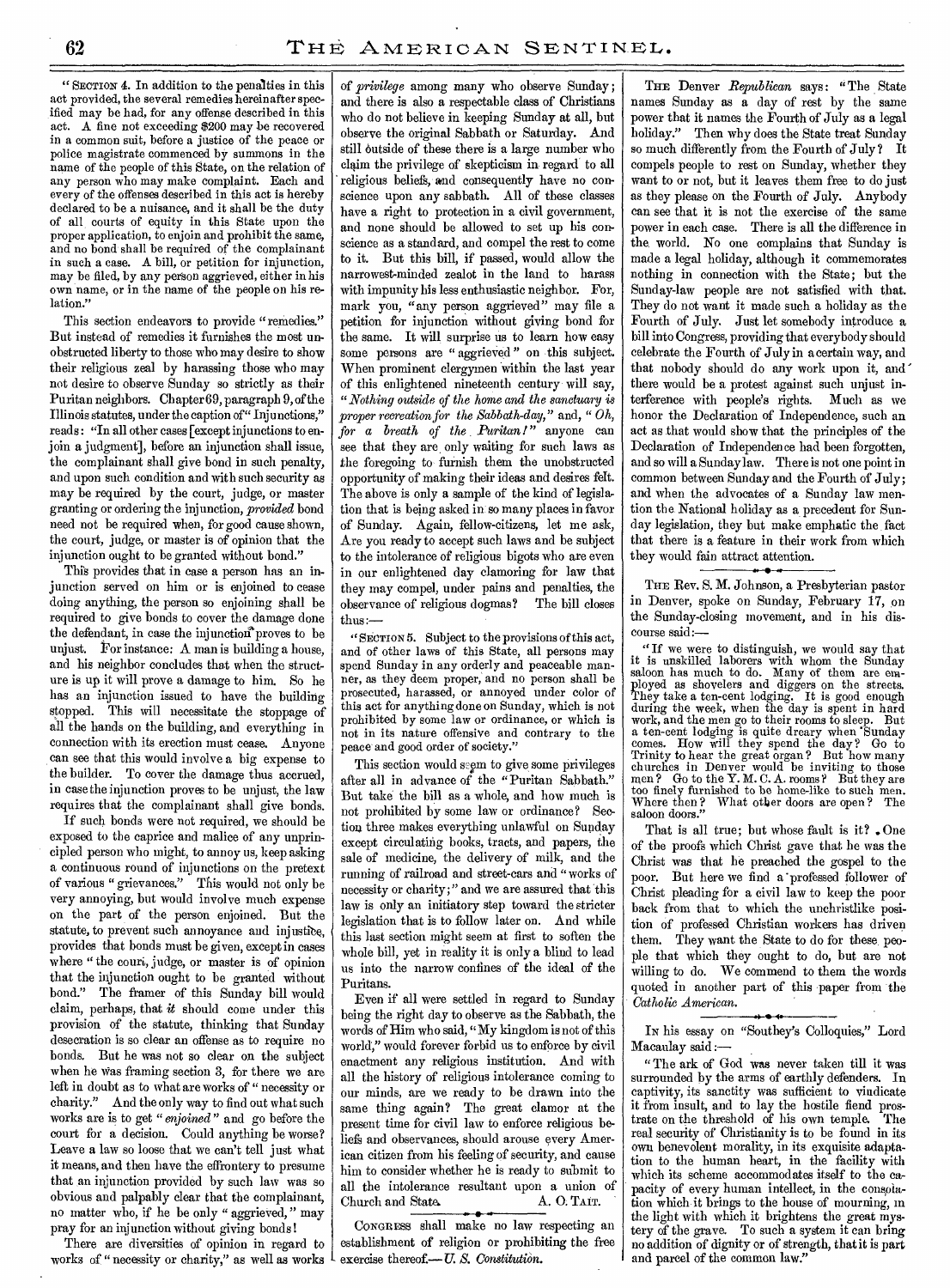"SECTION 4. In addition to the penalties in this act provided, the several remedies hereinafter specified may be had, for any offense described in this act. A fine not exceeding $200 may be recovered in a common suit, before a justice of the peace or police magistrate commenced by summons in the name of the people of this State, on the relation of any person who may make complaint. Each and every of the offenses described in this act is hereby declared to be a nuisance, and it shall be the duty of all courts of equity in this State upon the proper application, to enjoin and prohibit the same, and no bond shall be required of the complainant in such a case. A bill, or petition for injunction, may be filed, by any person aggrieved, either in his own name, or in the name of the people on his relation."

This section endeavors to provide "remedies." But instead of remedies it furnishes the most unobstructed liberty to those who may desire to show their religious zeal by harassing those who may not desire to observe Sunday so strictly as their Puritan neighbors. Chapter 69, paragraph 9, of the Illinois statutes, under the caption of "Injunctions," reads: "In all other cases [except injunctions to enjoin a judgment], before an injunction shall issue, the complainant shall give bond in such penalty, and upon such condition and with such security as may be required by the court, judge, or master granting or ordering the injunction, *provided* bond need not be required when, for good cause shown, the court, judge, or master is of opinion that the injunction ought to be granted without bond."

This provides that in case a person has an injunction served on him or is enjoined to cease doing anything, the person so enjoining shall be required to give bonds to cover the damage done the defendant, in case the injunction proves to be unjust. For instance: A man is building a house, and his neighbor concludes that when the structure is up it will prove a damage to him. So he has an injunction issued to have the building stopped. This will necessitate the stoppage of all the hands on the building, and everything in connection with its erection must cease. Anyone can see that this would involve a big expense to the builder. To cover the damage thus accrued, in case the injunction proves to be unjust, the law requires that the complainant shall give bonds.

If such bonds were not required, we should be exposed to the caprice and malice of any unprincipled person who might, to annoy us, keep asking a continuous round of injunctions on the pretext of various "grievances." This would not only be very annoying, but would involve much expense on the part of the person enjoined. But the statute, to prevent such annoyance and injustice, provides that bonds must be given, except in cases where "the court, judge, or master is of opinion that the injunction ought to be granted without bond." The framer of this Sunday bill would claim, perhaps, that *it* should come under this provision of the statute, thinking that Sunday desecration is so clear an offense as to require no bonds. But he was not so clear on the subject when he was framing section 3, for there we are left in doubt as to what are works of "necessity or charity." And the only way to find out what such works are is to get "*enjoined*" and go before the court for a decision. Could anything be worse? Leave a law so loose that we can't tell just what it means, and then have the effrontery to presume that an injunction provided by such law was so obvious and palpably clear that the complainant, no matter who, if he be only "aggrieved," may pray for an injunction without giving bonds!

There are diversities of opinion in regard to works of "necessity or charity," as well as works of *privilege* among many who observe Sunday; and there is also a respectable class of Christians who do not believe in keeping Sunday at all, but observe the original Sabbath or Saturday. And still outside of these there is a large number who claim the privilege of skepticism in regard to all religious beliefs, and consequently have no conscience upon any sabbath. All of these classes have a right to protection in a civil government, and none should be allowed to set up his conscience as a standard, and compel the rest to come to it. But this bill, if passed, would allow the narrowest-minded zealot in the land to harass with impunity his less enthusiastic neighbor. For, mark you, "any person aggrieved" may file a petition for injunction without giving bond for the same. It will surprise us to learn how easy some persons are "aggrieved" on this subject. When prominent clergymen within the last year of this enlightened nineteenth century will say, "*Nothing outside of the home and the sanctuary is proper recreation for the Sabbath-day,*" and, "*Oh, for a breath of the Puritan!*" anyone can see that they are only waiting for such laws as the foregoing to furnish them the unobstructed opportunity of making their ideas and desires felt. The above is only a sample of the kind of legislation that is being asked in so many places in favor of Sunday. Again, fellow-citizens, let me ask, Are you ready to accept such laws and be subject to the intolerance of religious bigots who are even in our enlightened day clamoring for law that they may compel, under pains and penalties, the observance of religious dogmas? The bill closes thus:—

"SECTION 5. Subject to the provisions of this act, and of other laws of this State, all persons may spend Sunday in any orderly and peaceable manner, as they deem proper, and no person shall be prosecuted, harassed, or annoyed under color of this act for anything done on Sunday, which is not prohibited by some law or ordinance, or which is not in its nature offensive and contrary to the peace and good order of society."

This section would seem to give some privileges after all in advance of the "Puritan Sabbath." But take the bill as a whole, and how much is not prohibited by some law or ordinance? Section three makes everything unlawful on Sunday except circulating books, tracts, and papers, the sale of medicine, the delivery of milk, and the running of railroad and street-cars and "works of necessity or charity;" and we are assured that this law is only an initiatory step toward the stricter legislation that is to follow later on. And while this last section might seem at first to soften the whole bill, yet in reality it is only a blind to lead us into the narrow confines of the ideal of the Puritans.

Even if all were settled in regard to Sunday being the right day to observe as the Sabbath, the words of Him who said, "My kingdom is not of this world," would forever forbid us to enforce by civil enactment any religious institution. And with all the history of religious intolerance coming to our minds, are we ready to be drawn into the same thing again? The great clamor at the present time for civil law to enforce religious beliefs and observances, should arouse every American citizen from his feeling of security, and cause him to consider whether he is ready to submit to all the intolerance resultant upon a union of Church and State.

A. O. TAIT.

---

CONGRESS shall make no law respecting an establishment of religion or prohibiting the free exercise thereof.—*U. S. Constitution.*

---

THE Denver *Republican* says: "The State names Sunday as a day of rest by the same power that it names the Fourth of July as a legal holiday." Then why does the State treat Sunday so much differently from the Fourth of July? It compels people to rest on Sunday, whether they want to or not, but it leaves them free to do just as they please on the Fourth of July. Anybody can see that it is not the exercise of the same power in each case. There is all the difference in the world. No one complains that Sunday is made a legal holiday, although it commemorates nothing in connection with the State; but the Sunday-law people are not satisfied with that. They do not want it made such a holiday as the Fourth of July. Just let somebody introduce a bill into Congress, providing that everybody should celebrate the Fourth of July in a certain way, and that nobody should do any work upon it, and there would be a protest against such unjust interference with people's rights. Much as we honor the Declaration of Independence, such an act as that would show that the principles of the Declaration of Independence had been forgotten, and so will a Sunday law. There is not one point in common between Sunday and the Fourth of July; and when the advocates of a Sunday law mention the National holiday as a precedent for Sunday legislation, they but make emphatic the fact that there is a feature in their work from which they would fain attract attention.

---

THE Rev. S. M. Johnson, a Presbyterian pastor in Denver, spoke on Sunday, February 17, on the Sunday-closing movement, and in his discourse said:—

"If we were to distinguish, we would say that it is unskilled laborers with whom the Sunday saloon has much to do. Many of them are employed as shovelers and diggers on the streets. They take a ten-cent lodging. It is good enough during the week, when the day is spent in hard work, and the men go to their rooms to sleep. But a ten-cent lodging is quite dreary when Sunday comes. How will they spend the day? Go to Trinity to hear the great organ? But how many churches in Denver would be inviting to those men? Go to the Y. M. C. A. rooms? But they are too finely furnished to be home-like to such men. Where then? What other doors are open? The saloon doors."

That is all true; but whose fault is it? One of the proofs which Christ gave that he was the Christ was that he preached the gospel to the poor. But here we find a professed follower of Christ pleading for a civil law to keep the poor back from that to which the unchristlike position of professed Christian workers has driven them. They want the State to do for these people that which they ought to do, but are not willing to do. We commend to them the words quoted in another part of this paper from the *Catholic American.*

---

IN his essay on "Southey's Colloquies," Lord Macaulay said:—

"The ark of God was never taken till it was surrounded by the arms of earthly defenders. In captivity, its sanctity was sufficient to vindicate it from insult, and to lay the hostile fiend prostrate on the threshold of his own temple. The real security of Christianity is to be found in its own benevolent morality, in its exquisite adaptation to the human heart, in the facility with which its scheme accommodates itself to the capacity of every human intellect, in the consolation which it brings to the house of mourning, in the light with which it brightens the great mystery of the grave. To such a system it can bring no addition of dignity or of strength, that it is part and parcel of the common law."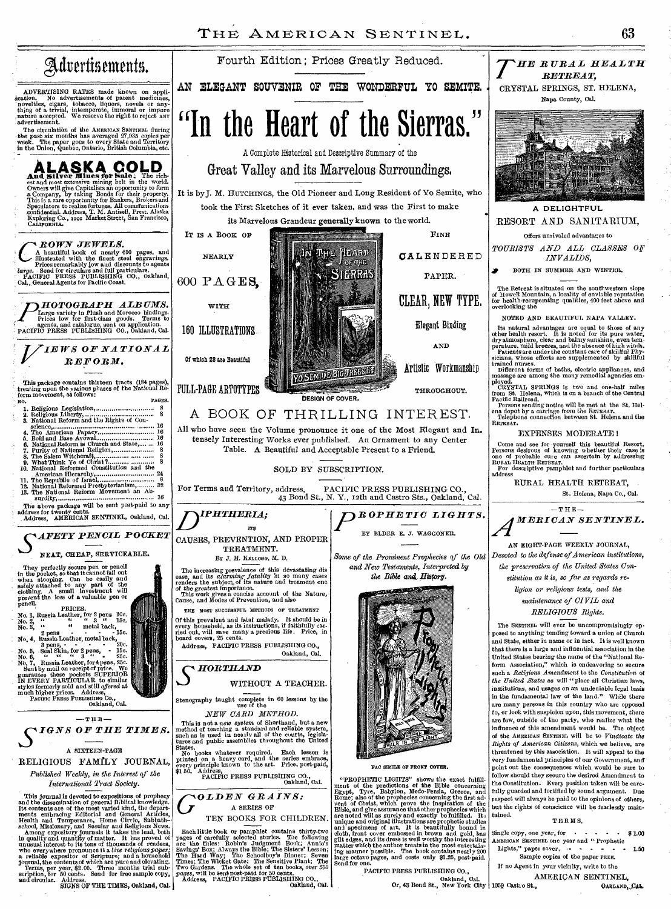# Advertisements.

ADVERTISING RATES made known on application. No advertisements of patent medicines, novelties, cigars, tobacco, liquors, novels or anything of a trivial, intemperate, immoral or impure nature accepted. We reserve the right to reject ANY advertisement.

The circulation of the AMERICAN SENTINEL during the past six months has averaged 27,935 copies per week. The paper goes to every State and Territory in the Union, Quebec, Ontario, British Columbia, etc.

## ALASKA GOLD

**And Silver Mines for Sale.** The richest and most extensive mining belt in the world. Owners will give Capitalists an opportunity to form a Company, by taking Bonds for their property. This is a rare opportunity for Bankers, Brokers and Speculators to realize fortunes. All communications confidential. Address, T. M. Antisell, Prest. Alaska Exploring Co., 1101 Market Street, San Francisco, CALIFORNIA.

## CROWN JEWELS.

A beautiful book of nearly 650 pages, and illustrated with the finest steel engravings. Prices remarkably low and discounts to agents *large*. Send for circulars and full particulars.
PACIFIC PRESS PUBLISHING CO., Oakland, Cal., General Agents for Pacific Coast.

## PHOTOGRAPH ALBUMS.

Large variety in Plush and Morocco bindings. Prices low for first-class goods. Terms to agents, and catalogue, sent on application.
PACIFIC PRESS PUBLISHING CO., Oakland, Cal.

## VIEWS OF NATIONAL REFORM.

This package contains thirteen tracts (184 pages), treating upon the various phases of the National Reform movement, as follows:

| NO. | | PAGES. |
|---|---|---|
| 1. | Religious Legislation, | 8 |
| 2. | Religious Liberty, | 8 |
| 3. | National Reform and the Rights of Conscience, | 16 |
| 4. | The American Papacy, | 16 |
| 5. | Bold and Base Avowal, | 16 |
| 6. | National Reform is Church and State, | 16 |
| 7. | Purity of National Religion, | 8 |
| 8. | The Salem Witchcraft, | 8 |
| 9. | What Think Ye of Christ? | 8 |
| 10. | National Reformed Constitution and the American Hierarchy, | 24 |
| 11. | The Republic of Israel, | 8 |
| 12. | National Reformed Presbyterianism, | 32 |
| 13. | The National Reform Movement an Absurdity, | 16 |

The above package will be sent post-paid to any address for twenty cents.
Address, AMERICAN SENTINEL, Oakland, Cal.

## SAFETY PENCIL POCKET

NEAT, CHEAP, SERVICEABLE.

They perfectly secure pen or pencil in the pocket, so that it cannot fall out when stooping. Can be easily and safely attached to any part of the clothing. A small investment will prevent the loss of a valuable pen or pencil.

PRICES.

No. 1, Russia Leather, for 2 pens 10c.
No. 2, " " " 3 " 15c.
No. 3, " metal back, 2 pens - - - 15c.
No. 4, Russia Leather, metal back, 3 pens, - - - 20c.
No. 5, Seal Skin, for 2 pens, - 15c.
No. 6, " " " 3 " - 25c.
No. 7, Russia Leather, for 4 pens, 25c.

Sent by mail on receipt of price. We guarantee these pockets SUPERIOR IN EVERY PARTICULAR to similar styles formerly sold and still *offered* at much higher prices. Address,
PACIFIC PRESS PUBLISHING CO., Oakland, Cal.

—THE—

## SIGNS OF THE TIMES.

A SIXTEEN-PAGE

RELIGIOUS FAMILY JOURNAL,

*Published Weekly, in the Interest of the International Tract Society.*

This journal is devoted to expositions of prophecy and the dissemination of general Biblical knowledge. Its contents are of the most varied kind, the departments embracing Editorial and General Articles, Health and Temperance, Home Circle, Sabbath-school, Missionary, and Secular and Religious News.

Among expository journals it takes the lead, both in quality and quantity of matter. It has proved of unusual interest to its tens of thousands of readers, who everywhere pronounce it a *live religious paper*; a reliable expositor of Scripture; and a household journal, the contents of which are pure and elevating.

Terms, per year, $2.00. Three months trial subscription, for 50 cents. Send for free sample copy, and circular. Address,
SIGNS OF THE TIMES, Oakland, Cal.

Fourth Edition; Prices Greatly Reduced.

## AN ELEGANT SOUVENIR OF THE WONDERFUL YO SEMITE.

# "In the Heart of the Sierras."

A Complete Historical and Descriptive Summary of the

## Great Valley and its Marvelous Surroundings.

It is by J. M. HUTCHINGS, the Old Pioneer and Long Resident of Yo Semite, who took the First Sketches of it ever taken, and was the First to make its Marvelous Grandeur generally known to the world.

IT IS A BOOK OF NEARLY 600 PAGES, WITH 160 ILLUSTRATIONS, Of which 28 are Beautiful FULL-PAGE ARTOTYPES

FINE CALENDERED PAPER. CLEAR, NEW TYPE. Elegant Binding AND Artistic Workmanship THROUGHOUT.

DESIGN OF COVER.

## A BOOK OF THRILLING INTEREST.

All who have seen the Volume pronounce it one of the Most Elegant and Intensely Interesting Works ever published. An Ornament to any Center Table. A Beautiful and Acceptable Present to a Friend.

SOLD BY SUBSCRIPTION.

For Terms and Territory, address, PACIFIC PRESS PUBLISHING CO.,
43 Bond St., N. Y., 12th and Castro Sts., Oakland, Cal.

## DIPHTHERIA;

ITS

CAUSES, PREVENTION, AND PROPER TREATMENT.

By J. H. KELLOGG, M. D.

The increasing prevalence of this devastating disease, and its *alarming fatality* in so many cases renders the subject, of its nature and treatment one of the greatest importance.

This work gives a concise account of the Nature, Cause, and Modes of Prevention, and also

THE MOST SUCCESSFUL METHODS OF TREATMENT

Of this prevalent and fatal malady. It should be in every household, as its instructions, if faithfully carried out, will save many a precious life. Price, in board covers, 25 cents.

Address, PACIFIC PRESS PUBLISHING CO., Oakland, Cal.

## SHORTHAND

WITHOUT A TEACHER.

Stenography taught complete in 60 lessons by the use of the

*NEW CARD METHOD.*

This is not a *new system* of Shorthand, but a new method of teaching a standard and reliable system, such as is used in nearly all of the courts, legislatures and public assemblies throughout the United States.

No books whatever required. Each lesson is printed on a heavy card, and the series embrace, every principle known to the art. Price, post-paid, $1 50. Address,
PACIFIC PRESS PUBLISHING CO., Oakland, Cal.

## GOLDEN GRAINS:

A SERIES OF

TEN BOOKS FOR CHILDREN.

Each little book or pamphlet contains thirty-two pages of carefully selected stories. The following are the titles: Robin's Judgment Book; Annie's Savings' Box; Always the Bible; The Sisters' Lesson; The Hard Way; The Schoolboy's Dinner; Seven Times; The Wicket Gate; The Sensitive Plant; The Two Gardens. The whole set of ten books, *over 300 pages*, will be sent post-paid for 50 cents.
Address, PACIFIC PRESS PUBLISHING CO., Oakland, Cal.

## PROPHETIC LIGHTS.

BY ELDER E. J. WAGGONER.

*Some of the Prominent Prophecies of the Old and New Testaments, Interpreted by the Bible and History.*

FAC SIMILE OF FRONT COVER.

"PROPHETIC LIGHTS" shows the exact fulfillment of the predictions of the Bible concerning Egypt, Tyre, Babylon, Medo-Persia, Greece, and Rome; also of the prophecies concerning the first advent of Christ, which prove the inspiration of the Bible, and give assurance that other prophecies which are noted will as surely and exactly be fulfilled. Its unique and original illustrations are prophetic studies and specimens of art. It is beautifully bound in cloth, front cover embossed in brown and gold, has gilt edges, and its dress is well worthy the interesting matter which the author treats in the most entertaining manner possible. The book contains nearly 200 large octavo pages, and costs only $1.25, post-paid. Send for one.

PACIFIC PRESS PUBLISHING CO., Oakland, Cal.
Or, 43 Bond St., New York City

## THE RURAL HEALTH RETREAT,

CRYSTAL SPRINGS, ST. HELENA,
Napa County, Cal.

A DELIGHTFUL

RESORT AND SANITARIUM,

Offers unrivaled advantages to

*TOURISTS AND ALL CLASSES OF INVALIDS,*

BOTH IN SUMMER AND WINTER.

The Retreat is situated on the southwestern slope of Howell Mountain, a locality of enviable reputation for health-recuperating qualities, 400 feet above and overlooking the

NOTED AND BEAUTIFUL NAPA VALLEY.

Its natural advantages are equal to those of any other health resort. It is noted for its pure water, dry atmosphere, clear and balmy sunshine, even temperature, mild breezes, and the absence of high winds.

Patients are under the constant care of skillful Physicians, whose efforts are supplemented by skillful trained nurses.

Different forms of baths, electric appliances, and massage are among the many remedial agencies employed.

CRYSTAL SPRINGS is two and one-half miles from St. Helena, which is on a branch of the Central Pacific Railroad.

Persons sending notice will be met at the St. Helena depot by a carriage from the RETREAT.

Telephone connection between St. Helena and the RETREAT.

EXPENSES MODERATE!

Come and see for yourself this beautiful Resort. Persons desirous of knowing whether their case is one of probable cure can ascertain by addressing RURAL HEALTH RETREAT.

For descriptive pamphlet and further particulars address

RURAL HEALTH RETREAT,
St. Helena, Napa Co., Cal.

—THE—

## AMERICAN SENTINEL.

AN EIGHT-PAGE WEEKLY JOURNAL,

*Devoted to the defense of American institutions, the preservation of the United States Constitution as it is, so far as regards religion or religious tests, and the maintenance of CIVIL and RELIGIOUS Rights.*

The SENTINEL will ever be uncompromisingly opposed to anything tending toward a union of Church and State, either in name or in fact. It is well known that there is a large and influential association in the United States bearing the name of the "National Reform Association," which is endeavoring to secure such a *Religious Amendment* to the *Constitution* of *the United States* as will "place all Christian laws, institutions, and usages on an undeniable legal basis in the fundamental law of the land." While there are many persons in this country who are opposed to, or look with suspicion upon, this movement, there are few, outside of the party, who realize what the influence of this amendment would be. The object of the AMERICAN SENTINEL will be to *Vindicate the Rights of American Citizens*, which we believe, are threatened by this association. It will appeal to the very fundamental principles of our Government, and point out the consequences which would be sure to follow should they secure the desired Amendment to the Constitution. Every position taken will be carefully guarded and fortified by sound argument. Due respect will always be paid to the opinions of others, but the rights of conscience will be fearlessly maintained.

TERMS.

Single copy, one year, for - - - - - $1.00
AMERICAN SENTINEL one year and "Prophetic Lights," paper cover, - - - - - - 1.50

Sample copies of the paper FREE.

If no Agent in your vicinity, write to the

AMERICAN SENTINEL,
1059 Castro St., OAKLAND, CAL.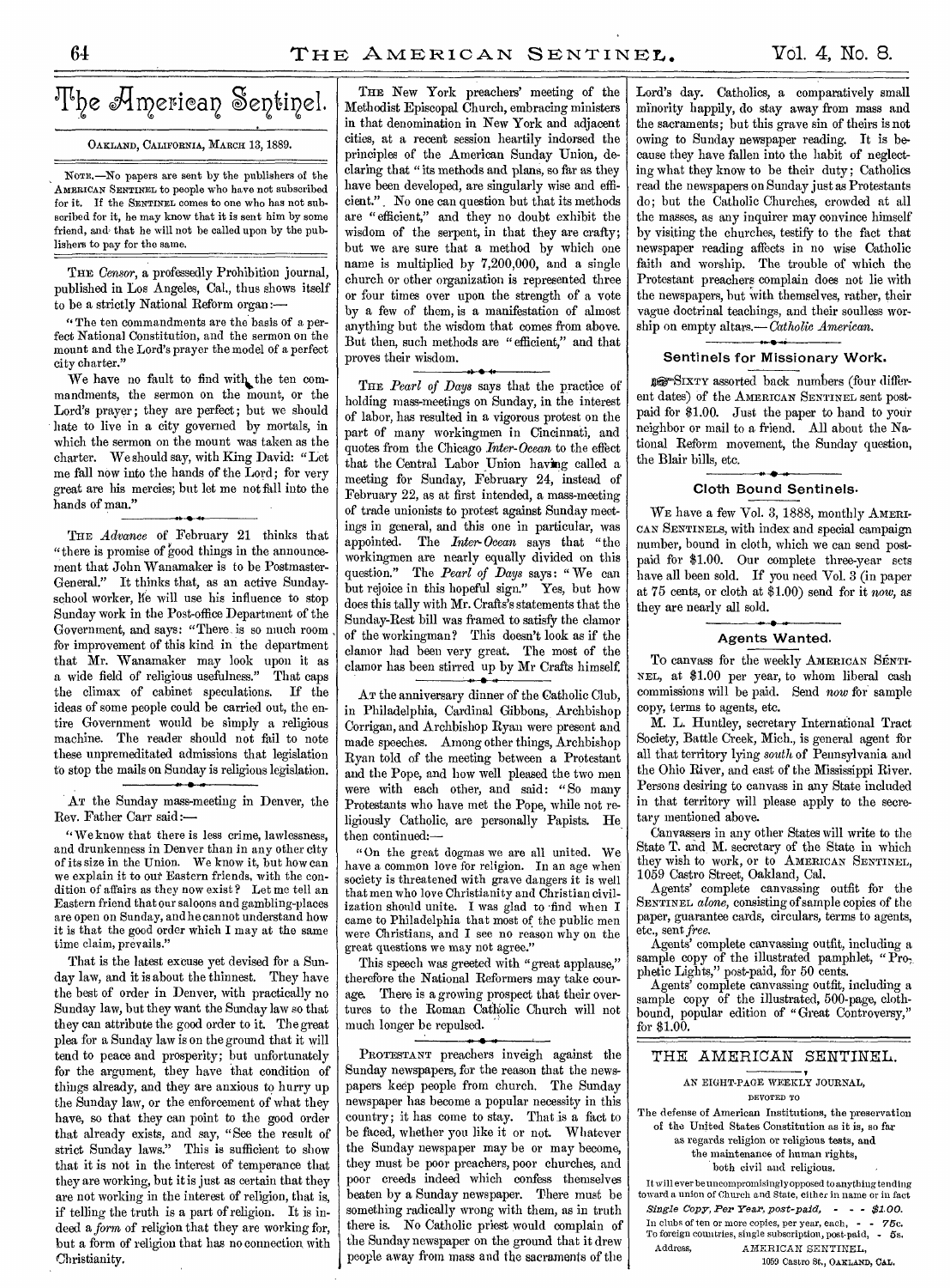# The American Sentinel.

OAKLAND, CALIFORNIA, MARCH 13, 1889.

NOTE.—No papers are sent by the publishers of the AMERICAN SENTINEL to people who have not subscribed for it. If the SENTINEL comes to one who has not subscribed for it, he may know that it is sent him by some friend, and that he will not be called upon by the publishers to pay for the same.

THE *Censor*, a professedly Prohibition journal, published in Los Angeles, Cal., thus shows itself to be a strictly National Reform organ:—

"The ten commandments are the basis of a perfect National Constitution, and the sermon on the mount and the Lord's prayer the model of a perfect city charter."

We have no fault to find with the ten commandments, the sermon on the mount, or the Lord's prayer; they are perfect; but we should hate to live in a city governed by mortals, in which the sermon on the mount was taken as the charter. We should say, with King David: "Let me fall now into the hands of the Lord; for very great are his mercies; but let me not fall into the hands of man."

THE *Advance* of February 21 thinks that "there is promise of good things in the announcement that John Wanamaker is to be Postmaster-General." It thinks that, as an active Sunday-school worker, he will use his influence to stop Sunday work in the Post-office Department of the Government, and says: "There is so much room for improvement of this kind in the department that Mr. Wanamaker may look upon it as a wide field of religious usefulness." That caps the climax of cabinet speculations. If the ideas of some people could be carried out, the entire Government would be simply a religious machine. The reader should not fail to note these unpremeditated admissions that legislation to stop the mails on Sunday is religious legislation.

AT the Sunday mass-meeting in Denver, the Rev. Father Carr said:—

"We know that there is less crime, lawlessness, and drunkenness in Denver than in any other city of its size in the Union. We know it, but how can we explain it to our Eastern friends, with the condition of affairs as they now exist? Let me tell an Eastern friend that our saloons and gambling-places are open on Sunday, and he cannot understand how it is that the good order which I may at the same time claim, prevails."

That is the latest excuse yet devised for a Sunday law, and it is about the thinnest. They have the best of order in Denver, with practically no Sunday law, but they want the Sunday law so that they can attribute the good order to it. The great plea for a Sunday law is on the ground that it will tend to peace and prosperity; but unfortunately for the argument, they have that condition of things already, and they are anxious to hurry up the Sunday law, or the enforcement of what they have, so that they can point to the good order that already exists, and say, "See the result of strict Sunday laws." This is sufficient to show that it is not in the interest of temperance that they are working, but it is just as certain that they are not working in the interest of religion, that is, if telling the truth is a part of religion. It is indeed a *form* of religion that they are working for, but a form of religion that has no connection with Christianity.

THE New York preachers' meeting of the Methodist Episcopal Church, embracing ministers in that denomination in New York and adjacent cities, at a recent session heartily indorsed the principles of the American Sunday Union, declaring that "its methods and plans, so far as they have been developed, are singularly wise and efficient." No one can question but that its methods are "efficient," and they no doubt exhibit the wisdom of the serpent, in that they are crafty; but we are sure that a method by which one name is multiplied by 7,200,000, and a single church or other organization is represented three or four times over upon the strength of a vote by a few of them, is a manifestation of almost anything but the wisdom that comes from above. But then, such methods are "efficient," and that proves their wisdom.

THE *Pearl of Days* says that the practice of holding mass-meetings on Sunday, in the interest of labor, has resulted in a vigorous protest on the part of many workingmen in Cincinnati, and quotes from the Chicago *Inter-Ocean* to the effect that the Central Labor Union having called a meeting for Sunday, February 24, instead of February 22, as at first intended, a mass-meeting of trade unionists to protest against Sunday meetings in general, and this one in particular, was appointed. The *Inter-Ocean* says that "the workingmen are nearly equally divided on this question." The *Pearl of Days* says: "We can but rejoice in this hopeful sign." Yes, but how does this tally with Mr. Crafts's statements that the Sunday-Rest bill was framed to satisfy the clamor of the workingman? This doesn't look as if the clamor had been very great. The most of the clamor has been stirred up by Mr Crafts himself.

AT the anniversary dinner of the Catholic Club, in Philadelphia, Cardinal Gibbons, Archbishop Corrigan, and Archbishop Ryan were present and made speeches. Among other things, Archbishop Ryan told of the meeting between a Protestant and the Pope, and how well pleased the two men were with each other, and said: "So many Protestants who have met the Pope, while not religiously Catholic, are personally Papists. He then continued:—

"On the great dogmas we are all united. We have a common love for religion. In an age when society is threatened with grave dangers it is well that men who love Christianity and Christian civilization should unite. I was glad to find when I came to Philadelphia that most of the public men were Christians, and I see no reason why on the great questions we may not agree."

This speech was greeted with "great applause," therefore the National Reformers may take courage. There is a growing prospect that their overtures to the Roman Catholic Church will not much longer be repulsed.

PROTESTANT preachers inveigh against the Sunday newspapers, for the reason that the newspapers keep people from church. The Sunday newspaper has become a popular necessity in this country; it has come to stay. That is a fact to be faced, whether you like it or not. Whatever the Sunday newspaper may be or may become, they must be poor preachers, poor churches, and poor creeds indeed which confess themselves beaten by a Sunday newspaper. There must be something radically wrong with them, as in truth there is. No Catholic priest would complain of the Sunday newspaper on the ground that it drew people away from mass and the sacraments of the Lord's day. Catholics, a comparatively small minority happily, do stay away from mass and the sacraments; but this grave sin of theirs is not owing to Sunday newspaper reading. It is because they have fallen into the habit of neglecting what they know to be their duty; Catholics read the newspapers on Sunday just as Protestants do; but the Catholic Churches, crowded at all the masses, as any inquirer may convince himself by visiting the churches, testify to the fact that newspaper reading affects in no wise Catholic faith and worship. The trouble of which the Protestant preachers complain does not lie with the newspapers, but with themselves, rather, their vague doctrinal teachings, and their soulless worship on empty altars.—*Catholic American.*

### Sentinels for Missionary Work.

☞ SIXTY assorted back numbers (four different dates) of the AMERICAN SENTINEL sent post-paid for $1.00. Just the paper to hand to your neighbor or mail to a friend. All about the National Reform movement, the Sunday question, the Blair bills, etc.

### Cloth Bound Sentinels.

WE have a few Vol. 3, 1888, monthly AMERICAN SENTINELS, with index and special campaign number, bound in cloth, which we can send post-paid for $1.00. Our complete three-year sets have all been sold. If you need Vol. 3 (in paper at 75 cents, or cloth at $1.00) send for it *now*, as they are nearly all sold.

### Agents Wanted.

To canvass for the weekly AMERICAN SENTINEL, at $1.00 per year, to whom liberal cash commissions will be paid. Send *now* for sample copy, terms to agents, etc.

M. L. Huntley, secretary International Tract Society, Battle Creek, Mich., is general agent for all that territory lying *south* of Pennsylvania and the Ohio River, and east of the Mississippi River. Persons desiring to canvass in any State included in that territory will please apply to the secretary mentioned above.

Canvassers in any other States will write to the State T. and M. secretary of the State in which they wish to work, or to AMERICAN SENTINEL, 1059 Castro Street, Oakland, Cal.

Agents' complete canvassing outfit for the SENTINEL *alone*, consisting of sample copies of the paper, guarantee cards, circulars, terms to agents, etc., sent *free*.

Agents' complete canvassing outfit, including a sample copy of the illustrated pamphlet, "Prophetic Lights," post-paid, for 50 cents.

Agents' complete canvassing outfit, including a sample copy of the illustrated, 500-page, cloth-bound, popular edition of "Great Controversy," for $1.00.

## THE AMERICAN SENTINEL.

AN EIGHT-PAGE WEEKLY JOURNAL,

DEVOTED TO

The defense of American Institutions, the preservation of the United States Constitution as it is, so far as regards religion or religious tests, and the maintenance of human rights, both civil and religious.

It will ever be uncompromisingly opposed to anything tending toward a union of Church and State, either in name or in fact

*Single Copy, Per Year, post-paid, - - - $1.00.*

In clubs of ten or more copies, per year, each, - - 75c.

To foreign countries, single subscription, post-paid, - 5s.

Address, AMERICAN SENTINEL,
1059 Castro St., OAKLAND, CAL.